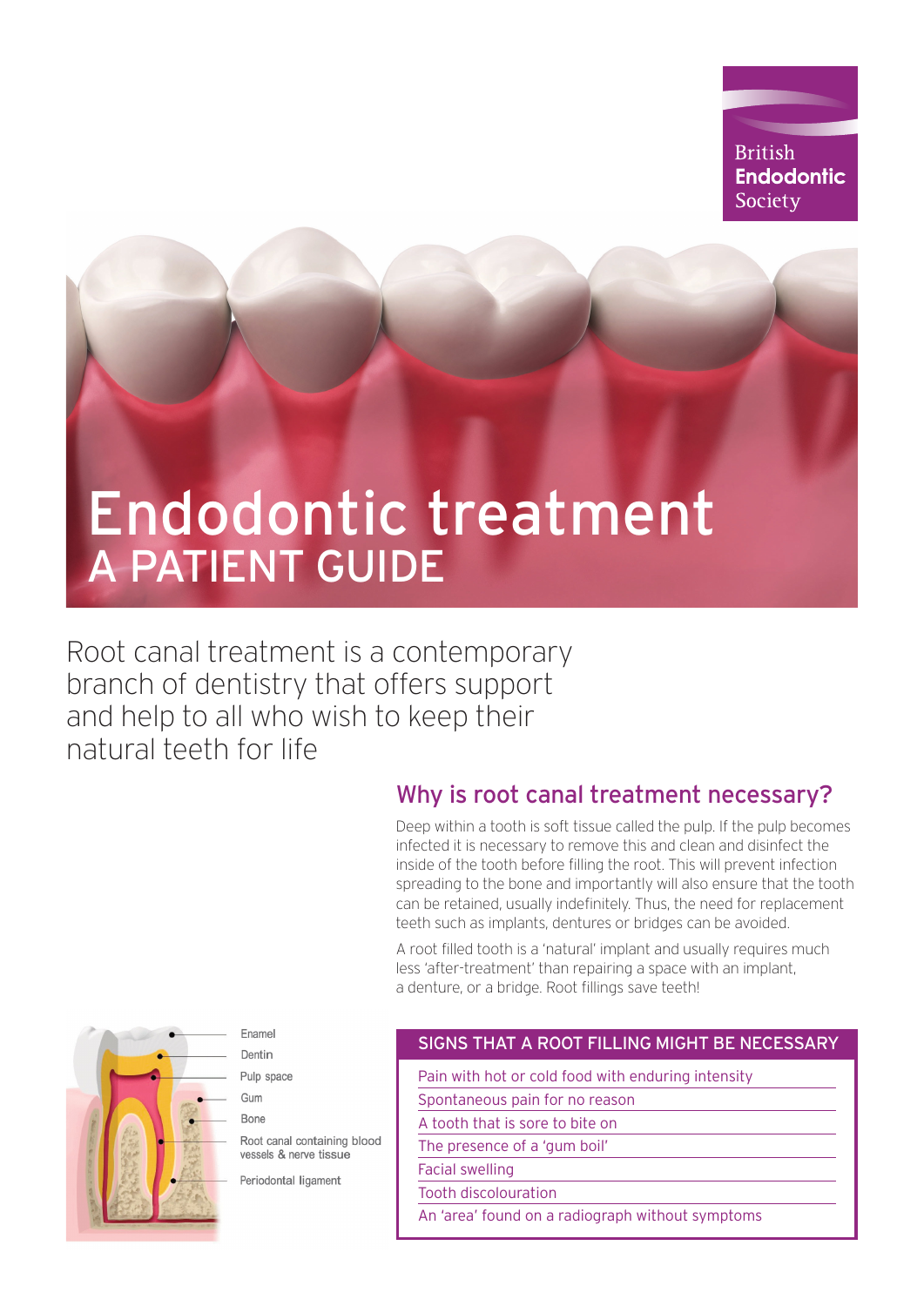British **Endodontic** Society

# Endodontic treatment

## A PATIENT GUIDE

Root canal treatment is a contemporary branch of dentistry that offers support and help to all who wish to keep their natural teeth for life

## Why is root canal treatment necessary?

Deep within a tooth is soft tissue called the pulp. If the pulp becomes infected it is necessary to remove this and clean and disinfect the inside of the tooth before filling the root. This will prevent infection spreading to the bone and importantly will also ensure that the tooth can be retained, usually indefinitely. Thus, the need for replacement teeth such as implants, dentures or bridges can be avoided.

A root filled tooth is a 'natural' implant and usually requires much less 'after-treatment' than repairing a space with an implant, a denture, or a bridge. Root fillings save teeth!

Enamel

Dentin

Pulp space

Gum

Bone

Root canal containing blood vessels & nerve tissue

Periodontal ligament

| SIGNS THAT A ROOT FILLING MIGHT BE NECESSARY |
| --- |
| Pain with hot or cold food with enduring intensity |
| Spontaneous pain for no reason |
| A tooth that is sore to bite on |
| The presence of a 'gum boil' |
| Facial swelling |
| Tooth discolouration |
| An 'area' found on a radiograph without symptoms |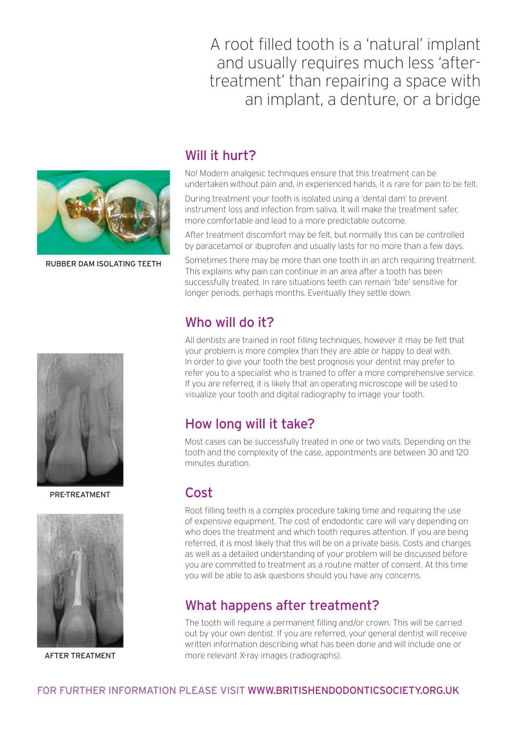A root filled tooth is a 'natural' implant and usually requires much less 'after-treatment' than repairing a space with an implant, a denture, or a bridge

RUBBER DAM ISOLATING TEETH

## Will it hurt?

No! Modern analgesic techniques ensure that this treatment can be undertaken without pain and, in experienced hands, it is rare for pain to be felt.

During treatment your tooth is isolated using a 'dental dam' to prevent instrument loss and infection from saliva. It will make the treatment safer, more comfortable and lead to a more predictable outcome.

After treatment discomfort may be felt, but normally this can be controlled by paracetamol or ibuprofen and usually lasts for no more than a few days.

Sometimes there may be more than one tooth in an arch requiring treatment. This explains why pain can continue in an area after a tooth has been successfully treated. In rare situations teeth can remain 'bite' sensitive for longer periods, perhaps months. Eventually they settle down.

## Who will do it?

All dentists are trained in root filling techniques, however it may be felt that your problem is more complex than they are able or happy to deal with. In order to give your tooth the best prognosis your dentist may prefer to refer you to a specialist who is trained to offer a more comprehensive service. If you are referred, it is likely that an operating microscope will be used to visualize your tooth and digital radiography to image your tooth.

PRE-TREATMENT

## How long will it take?

Most cases can be successfully treated in one or two visits. Depending on the tooth and the complexity of the case, appointments are between 30 and 120 minutes duration.

## Cost

Root filling teeth is a complex procedure taking time and requiring the use of expensive equipment. The cost of endodontic care will vary depending on who does the treatment and which tooth requires attention. If you are being referred, it is most likely that this will be on a private basis. Costs and charges as well as a detailed understanding of your problem will be discussed before you are committed to treatment as a routine matter of consent. At this time you will be able to ask questions should you have any concerns.

AFTER TREATMENT

## What happens after treatment?

The tooth will require a permanent filling and/or crown. This will be carried out by your own dentist. If you are referred, your general dentist will receive written information describing what has been done and will include one or more relevant X-ray images (radiographs).

FOR FURTHER INFORMATION PLEASE VISIT WWW.BRITISHENDODONTICSOCIETY.ORG.UK